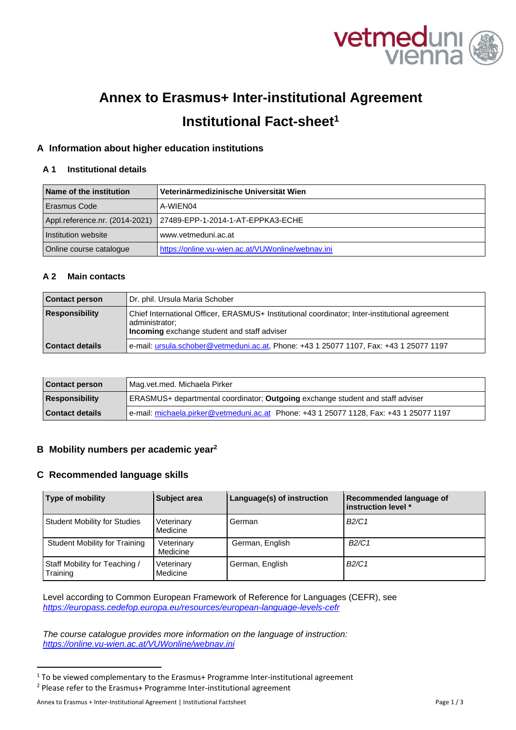# Annex to Erasmus+ Inter-institutional Agreement

# Institutional Fact-sheet[1]

## A Information about higher education institutions

### A 1 Institutional details

| Name of the institution | Veterinärmedizinische Universität Wien |
|---|---|
| Erasmus Code | A-WIEN04 |
| Appl.reference.nr. (2014-2021) | 27489-EPP-1-2014-1-AT-EPPKA3-ECHE |
| Institution website | www.vetmeduni.ac.at |
| Online course catalogue | https://online.vu-wien.ac.at/VUWonline/webnav.ini |

### A 2 Main contacts

| Contact person | Dr. phil. Ursula Maria Schober |
|---|---|
| Responsibility | Chief International Officer, ERASMUS+ Institutional coordinator; Inter-institutional agreement administrator; **Incoming** exchange student and staff adviser |
| Contact details | e-mail: ursula.schober@vetmeduni.ac.at, Phone: +43 1 25077 1107, Fax: +43 1 25077 1197 |

| Contact person | Mag.vet.med. Michaela Pirker |
|---|---|
| Responsibility | ERASMUS+ departmental coordinator; **Outgoing** exchange student and staff adviser |
| Contact details | e-mail: michaela.pirker@vetmeduni.ac.at Phone: +43 1 25077 1128, Fax: +43 1 25077 1197 |

## B Mobility numbers per academic year[2]

## C Recommended language skills

| Type of mobility | Subject area | Language(s) of instruction | Recommended language of instruction level * |
|---|---|---|---|
| Student Mobility for Studies | Veterinary Medicine | German | *B2/C1* |
| Student Mobility for Training | Veterinary Medicine | German, English | *B2/C1* |
| Staff Mobility for Teaching / Training | Veterinary Medicine | German, English | *B2/C1* |

Level according to Common European Framework of Reference for Languages (CEFR), see *https://europass.cedefop.europa.eu/resources/european-language-levels-cefr*

*The course catalogue provides more information on the language of instruction: https://online.vu-wien.ac.at/VUWonline/webnav.ini*

---

[1] To be viewed complementary to the Erasmus+ Programme Inter-institutional agreement

[2] Please refer to the Erasmus+ Programme Inter-institutional agreement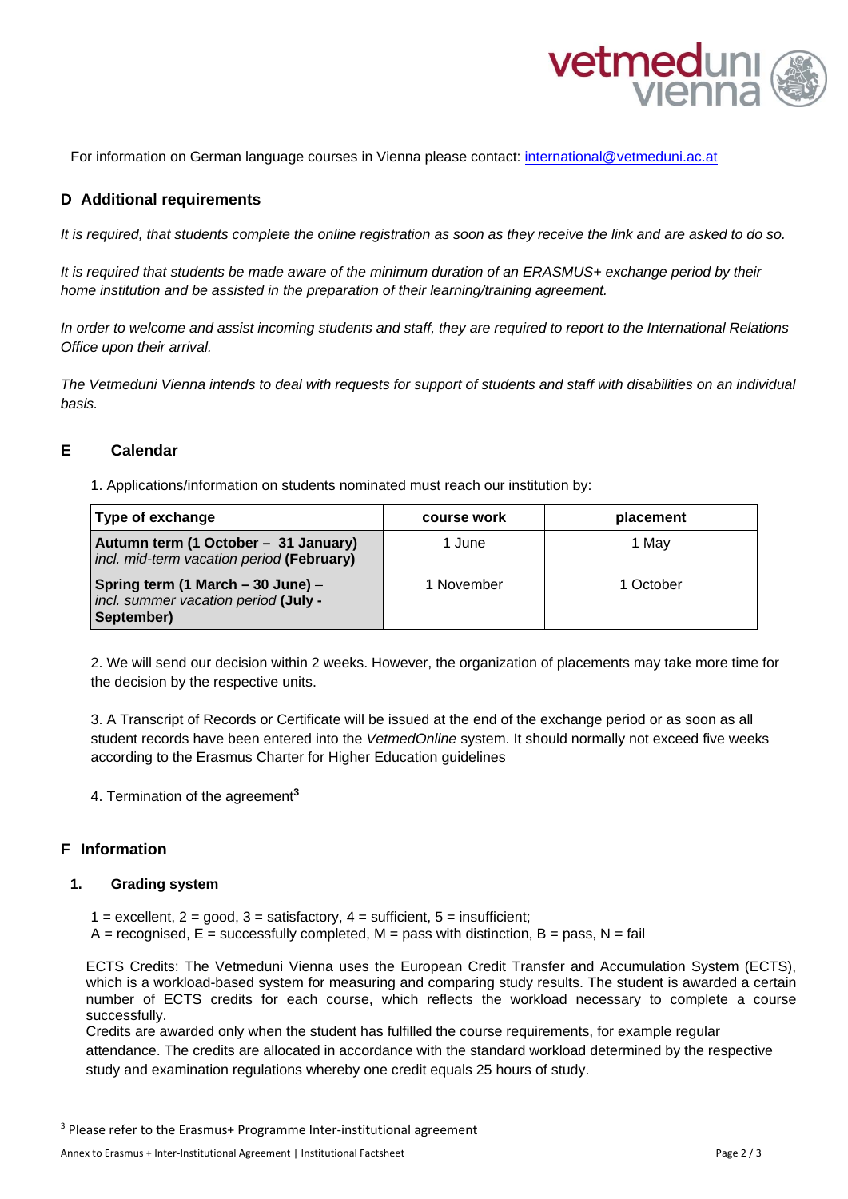For information on German language courses in Vienna please contact: international@vetmeduni.ac.at

## D Additional requirements

*It is required, that students complete the online registration as soon as they receive the link and are asked to do so.*

*It is required that students be made aware of the minimum duration of an ERASMUS+ exchange period by their home institution and be assisted in the preparation of their learning/training agreement.*

*In order to welcome and assist incoming students and staff, they are required to report to the International Relations Office upon their arrival.*

*The Vetmeduni Vienna intends to deal with requests for support of students and staff with disabilities on an individual basis.*

## E Calendar

1. Applications/information on students nominated must reach our institution by:

| Type of exchange | course work | placement |
|---|---|---|
| **Autumn term (1 October – 31 January)** *incl. mid-term vacation period* **(February)** | 1 June | 1 May |
| **Spring term (1 March – 30 June)** – *incl. summer vacation period* **(July - September)** | 1 November | 1 October |

2. We will send our decision within 2 weeks. However, the organization of placements may take more time for the decision by the respective units.

3. A Transcript of Records or Certificate will be issued at the end of the exchange period or as soon as all student records have been entered into the *VetmedOnline* system. It should normally not exceed five weeks according to the Erasmus Charter for Higher Education guidelines

4. Termination of the agreement[3]

## F Information

### 1. Grading system

1 = excellent, 2 = good, 3 = satisfactory, 4 = sufficient, 5 = insufficient;
A = recognised, E = successfully completed, M = pass with distinction, B = pass, N = fail

ECTS Credits: The Vetmeduni Vienna uses the European Credit Transfer and Accumulation System (ECTS), which is a workload-based system for measuring and comparing study results. The student is awarded a certain number of ECTS credits for each course, which reflects the workload necessary to complete a course successfully.
Credits are awarded only when the student has fulfilled the course requirements, for example regular attendance. The credits are allocated in accordance with the standard workload determined by the respective study and examination regulations whereby one credit equals 25 hours of study.

[3] Please refer to the Erasmus+ Programme Inter-institutional agreement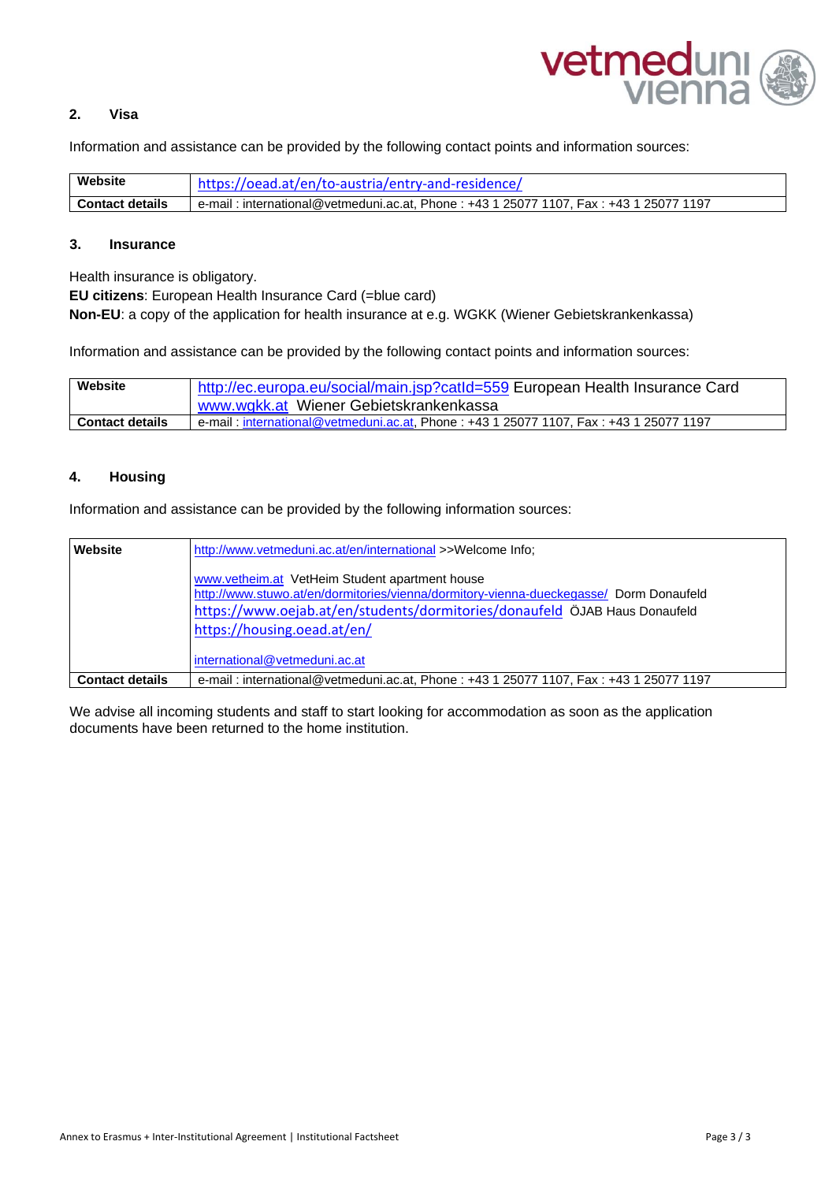## 2. Visa

Information and assistance can be provided by the following contact points and information sources:

| | |
|---|---|
| **Website** | https://oead.at/en/to-austria/entry-and-residence/ |
| **Contact details** | e-mail : international@vetmeduni.ac.at, Phone : +43 1 25077 1107, Fax : +43 1 25077 1197 |

## 3. Insurance

Health insurance is obligatory.
**EU citizens**: European Health Insurance Card (=blue card)
**Non-EU**: a copy of the application for health insurance at e.g. WGKK (Wiener Gebietskrankenkassa)

Information and assistance can be provided by the following contact points and information sources:

| | |
|---|---|
| **Website** | http://ec.europa.eu/social/main.jsp?catId=559 European Health Insurance Card<br>www.wgkk.at Wiener Gebietskrankenkassa |
| **Contact details** | e-mail : international@vetmeduni.ac.at, Phone : +43 1 25077 1107, Fax : +43 1 25077 1197 |

## 4. Housing

Information and assistance can be provided by the following information sources:

| | |
|---|---|
| **Website** | http://www.vetmeduni.ac.at/en/international >>Welcome Info;<br><br>www.vetheim.at VetHeim Student apartment house<br>http://www.stuwo.at/en/dormitories/vienna/dormitory-vienna-dueckegasse/ Dorm Donaufeld<br>https://www.oejab.at/en/students/dormitories/donaufeld ÖJAB Haus Donaufeld<br>https://housing.oead.at/en/<br><br>international@vetmeduni.ac.at |
| **Contact details** | e-mail : international@vetmeduni.ac.at, Phone : +43 1 25077 1107, Fax : +43 1 25077 1197 |

We advise all incoming students and staff to start looking for accommodation as soon as the application documents have been returned to the home institution.